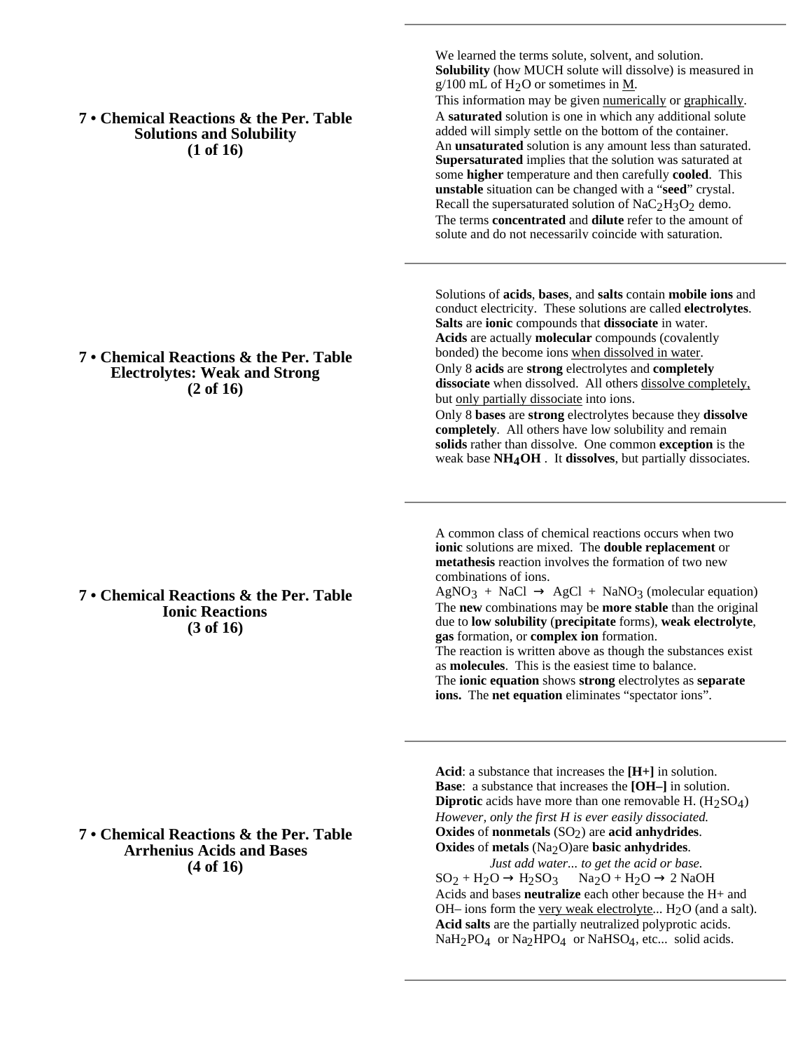## 7 • Chemical Reactions & the Per. Table
## Solutions and Solubility
## (1 of 16)

We learned the terms solute, solvent, and solution.
**Solubility** (how MUCH solute will dissolve) is measured in g/100 mL of $H_2O$ or sometimes in M.
This information may be given numerically or graphically.
A **saturated** solution is one in which any additional solute added will simply settle on the bottom of the container.
An **unsaturated** solution is any amount less than saturated.
**Supersaturated** implies that the solution was saturated at some **higher** temperature and then carefully **cooled**. This **unstable** situation can be changed with a "**seed**" crystal.
Recall the supersaturated solution of $NaC_2H_3O_2$ demo.
The terms **concentrated** and **dilute** refer to the amount of solute and do not necessarily coincide with saturation.

## 7 • Chemical Reactions & the Per. Table
## Electrolytes: Weak and Strong
## (2 of 16)

Solutions of **acids**, **bases**, and **salts** contain **mobile ions** and conduct electricity. These solutions are called **electrolytes**.
**Salts** are **ionic** compounds that **dissociate** in water.
**Acids** are actually **molecular** compounds (covalently bonded) the become ions when dissolved in water.
Only 8 **acids** are **strong** electrolytes and **completely dissociate** when dissolved. All others dissolve completely, but only partially dissociate into ions.
Only 8 **bases** are **strong** electrolytes because they **dissolve completely**. All others have low solubility and remain **solids** rather than dissolve. One common **exception** is the weak base $NH_4OH$ . It **dissolves**, but partially dissociates.

## 7 • Chemical Reactions & the Per. Table
## Ionic Reactions
## (3 of 16)

A common class of chemical reactions occurs when two **ionic** solutions are mixed. The **double replacement** or **metathesis** reaction involves the formation of two new combinations of ions.
$AgNO_3 + NaCl \rightarrow AgCl + NaNO_3$ (molecular equation)
The **new** combinations may be **more stable** than the original due to **low solubility** (**precipitate** forms), **weak electrolyte**, **gas** formation, or **complex ion** formation.
The reaction is written above as though the substances exist as **molecules**. This is the easiest time to balance.
The **ionic equation** shows **strong** electrolytes as **separate ions.** The **net equation** eliminates "spectator ions".

## 7 • Chemical Reactions & the Per. Table
## Arrhenius Acids and Bases
## (4 of 16)

**Acid**: a substance that increases the **[H+]** in solution.
**Base**: a substance that increases the **[OH–]** in solution.
**Diprotic** acids have more than one removable H. ($H_2SO_4$)
*However, only the first H is ever easily dissociated.*
**Oxides** of **nonmetals** ($SO_2$) are **acid anhydrides**.
**Oxides** of **metals** ($Na_2O$)are **basic anhydrides**.
*Just add water... to get the acid or base.*
$SO_2 + H_2O \rightarrow H_2SO_3$ $\quad$ $Na_2O + H_2O \rightarrow 2\ NaOH$
Acids and bases **neutralize** each other because the H+ and OH– ions form the very weak electrolyte... $H_2O$ (and a salt).
**Acid salts** are the partially neutralized polyprotic acids.
$NaH_2PO_4$ or $Na_2HPO_4$ or $NaHSO_4$, etc... solid acids.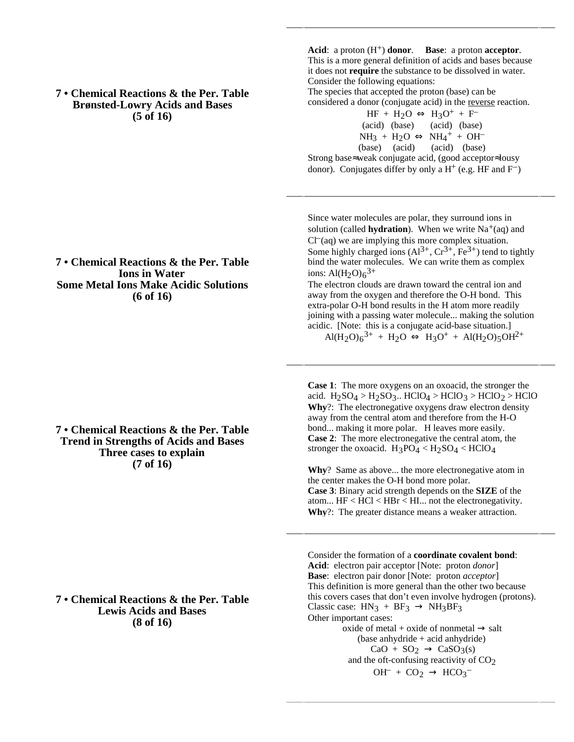## 7 • Chemical Reactions & the Per. Table
## Brønsted-Lowry Acids and Bases
## (5 of 16)

**Acid**: a proton ($H^+$) **donor**. **Base**: a proton **acceptor**. This is a more general definition of acids and bases because it does not **require** the substance to be dissolved in water.

Consider the following equations:

The species that accepted the proton (base) can be considered a donor (conjugate acid) in the reverse reaction.

$$HF + H_2O \Leftrightarrow H_3O^+ + F^-$$

(acid) (base) (acid) (base)

$$NH_3 + H_2O \Leftrightarrow NH_4^+ + OH^-$$

(base) (acid) (acid) (base)

Strong base≈weak conjugate acid, (good acceptor≈lousy donor). Conjugates differ by only a $H^+$ (e.g. HF and $F^-$)

## 7 • Chemical Reactions & the Per. Table
## Ions in Water
## Some Metal Ions Make Acidic Solutions
## (6 of 16)

Since water molecules are polar, they surround ions in solution (called **hydration**). When we write $Na^+(aq)$ and $Cl^-(aq)$ we are implying this more complex situation.

Some highly charged ions ($Al^{3+}$, $Cr^{3+}$, $Fe^{3+}$) tend to tightly bind the water molecules. We can write them as complex ions: $Al(H_2O)_6^{3+}$

The electron clouds are drawn toward the central ion and away from the oxygen and therefore the O-H bond. This extra-polar O-H bond results in the H atom more readily joining with a passing water molecule... making the solution acidic. [Note: this is a conjugate acid-base situation.]

$$Al(H_2O)_6^{3+} + H_2O \Leftrightarrow H_3O^+ + Al(H_2O)_5OH^{2+}$$

## 7 • Chemical Reactions & the Per. Table
## Trend in Strengths of Acids and Bases
## Three cases to explain
## (7 of 16)

**Case 1**: The more oxygens on an oxoacid, the stronger the acid. $H_2SO_4 > H_2SO_3$.. $HClO_4 > HClO_3 > HClO_2 > HClO$

**Why**?: The electronegative oxygens draw electron density away from the central atom and therefore from the H-O bond... making it more polar. H leaves more easily.

**Case 2**: The more electronegative the central atom, the stronger the oxoacid. $H_3PO_4 < H_2SO_4 < HClO_4$

**Why**? Same as above... the more electronegative atom in the center makes the O-H bond more polar.

**Case 3**: Binary acid strength depends on the **SIZE** of the atom... HF < HCl < HBr < HI... not the electronegativity.

**Why**?: The greater distance means a weaker attraction.

## 7 • Chemical Reactions & the Per. Table
## Lewis Acids and Bases
## (8 of 16)

Consider the formation of a **coordinate covalent bond**:

**Acid**: electron pair acceptor [Note: proton *donor*]

**Base**: electron pair donor [Note: proton *acceptor*]

This definition is more general than the other two because this covers cases that don't even involve hydrogen (protons).

Classic case: $HN_3 + BF_3 \rightarrow NH_3BF_3$

Other important cases:

oxide of metal + oxide of nonmetal → salt

(base anhydride + acid anhydride)

$$CaO + SO_2 \rightarrow CaSO_3(s)$$

and the oft-confusing reactivity of $CO_2$

$$OH^- + CO_2 \rightarrow HCO_3^-$$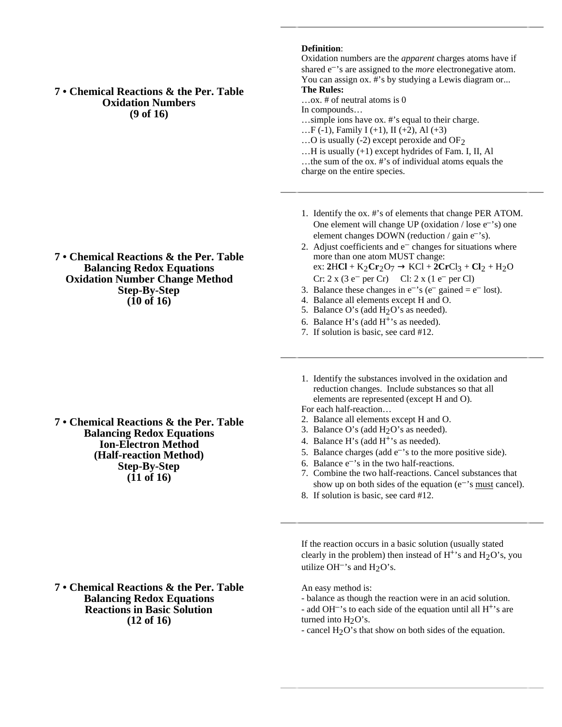## 7 • Chemical Reactions & the Per. Table
## Oxidation Numbers
## (9 of 16)

**Definition**:
Oxidation numbers are the *apparent* charges atoms have if shared $e^-$'s are assigned to the *more* electronegative atom. You can assign ox. #'s by studying a Lewis diagram or...

**The Rules:**
…ox. # of neutral atoms is 0
In compounds…
…simple ions have ox. #'s equal to their charge.
…F (-1), Family I (+1), II (+2), Al (+3)
…O is usually (-2) except peroxide and $OF_2$
…H is usually (+1) except hydrides of Fam. I, II, Al
…the sum of the ox. #'s of individual atoms equals the charge on the entire species.

## 7 • Chemical Reactions & the Per. Table
## Balancing Redox Equations
## Oxidation Number Change Method
## Step-By-Step
## (10 of 16)

1. Identify the ox. #'s of elements that change PER ATOM. One element will change UP (oxidation / lose $e^-$'s) one element changes DOWN (reduction / gain $e^-$'s).
2. Adjust coefficients and $e^-$ changes for situations where more than one atom MUST change:
   ex: **2**H**Cl** + $K_2$**$Cr_2$**$O_7$ → KCl + **2Cr**$Cl_3$ + **$Cl_2$** + $H_2O$
   Cr: 2 x (3 $e^-$ per Cr)     Cl: 2 x (1 $e^-$ per Cl)
3. Balance these changes in $e^-$'s ($e^-$ gained = $e^-$ lost).
4. Balance all elements except H and O.
5. Balance O's (add $H_2O$'s as needed).
6. Balance H's (add $H^+$'s as needed).
7. If solution is basic, see card #12.

## 7 • Chemical Reactions & the Per. Table
## Balancing Redox Equations
## Ion-Electron Method
## (Half-reaction Method)
## Step-By-Step
## (11 of 16)

1. Identify the substances involved in the oxidation and reduction changes. Include substances so that all elements are represented (except H and O).

For each half-reaction…

2. Balance all elements except H and O.
3. Balance O's (add $H_2O$'s as needed).
4. Balance H's (add $H^+$'s as needed).
5. Balance charges (add $e^-$'s to the more positive side).
6. Balance $e^-$'s in the two half-reactions.
7. Combine the two half-reactions. Cancel substances that show up on both sides of the equation ($e^-$'s <u>must</u> cancel).
8. If solution is basic, see card #12.

## 7 • Chemical Reactions & the Per. Table
## Balancing Redox Equations
## Reactions in Basic Solution
## (12 of 16)

If the reaction occurs in a basic solution (usually stated clearly in the problem) then instead of $H^+$'s and $H_2O$'s, you utilize $OH^-$'s and $H_2O$'s.

An easy method is:
- balance as though the reaction were in an acid solution.
- add $OH^-$'s to each side of the equation until all $H^+$'s are turned into $H_2O$'s.
- cancel $H_2O$'s that show on both sides of the equation.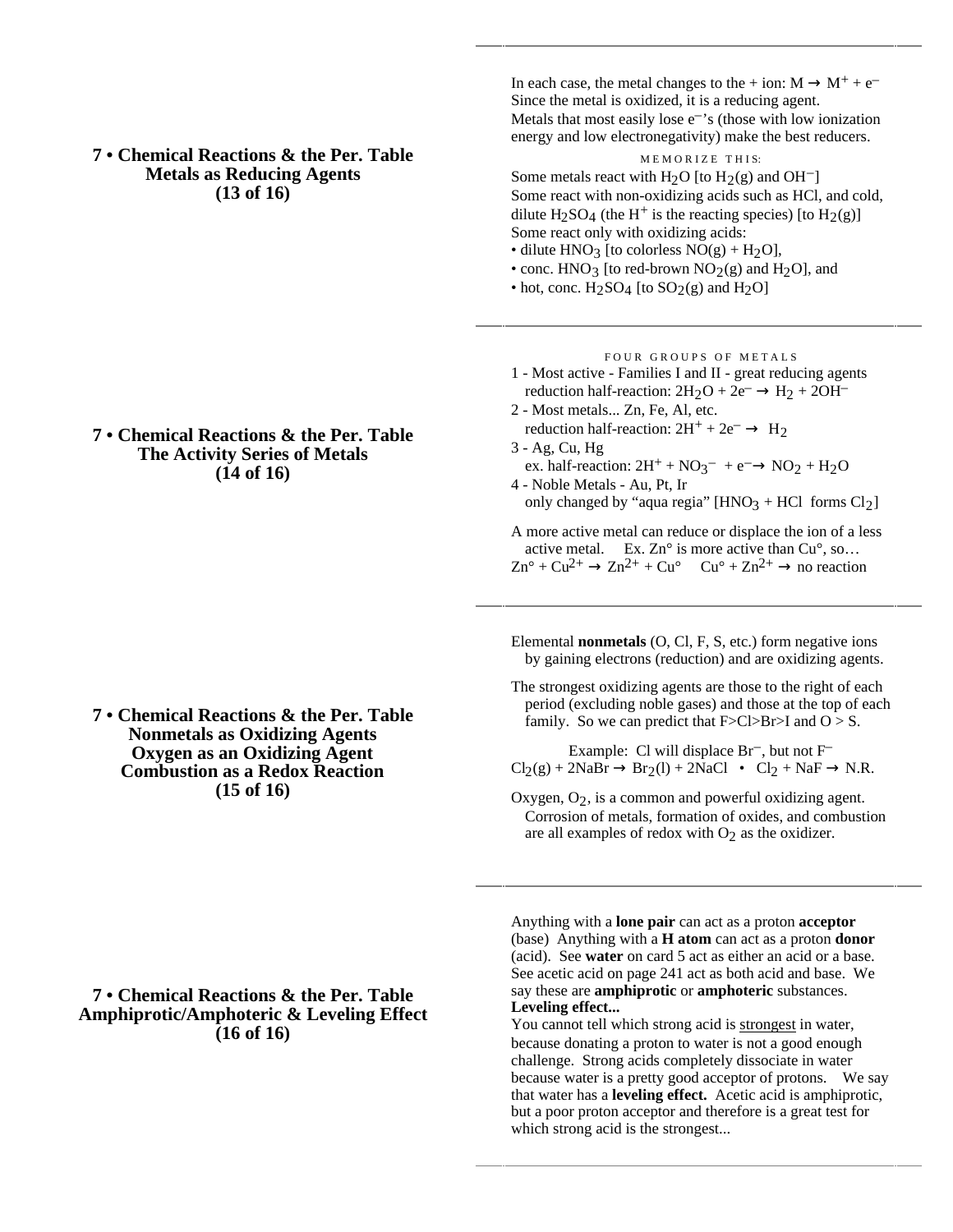## 7 • Chemical Reactions & the Per. Table
## Metals as Reducing Agents
## (13 of 16)

In each case, the metal changes to the + ion: $M \rightarrow M^{+} + e^{-}$
Since the metal is oxidized, it is a reducing agent.
Metals that most easily lose $e^{-}$'s (those with low ionization energy and low electronegativity) make the best reducers.

MEMORIZE THIS:

Some metals react with $H_2O$ [to $H_2(g)$ and $OH^{-}$]
Some react with non-oxidizing acids such as HCl, and cold, dilute $H_2SO_4$ (the $H^{+}$ is the reacting species) [to $H_2(g)$]
Some react only with oxidizing acids:
• dilute $HNO_3$ [to colorless $NO(g) + H_2O$],
• conc. $HNO_3$ [to red-brown $NO_2(g)$ and $H_2O$], and
• hot, conc. $H_2SO_4$ [to $SO_2(g)$ and $H_2O$]

---

## 7 • Chemical Reactions & the Per. Table
## The Activity Series of Metals
## (14 of 16)

FOUR GROUPS OF METALS

1 - Most active - Families I and II - great reducing agents
 reduction half-reaction: $2H_2O + 2e^{-} \rightarrow H_2 + 2OH^{-}$
2 - Most metals... Zn, Fe, Al, etc.
 reduction half-reaction: $2H^{+} + 2e^{-} \rightarrow H_2$
3 - Ag, Cu, Hg
 ex. half-reaction: $2H^{+} + NO_3^{-} + e^{-} \rightarrow NO_2 + H_2O$
4 - Noble Metals - Au, Pt, Ir
 only changed by "aqua regia" [$HNO_3$ + HCl forms $Cl_2$]

A more active metal can reduce or displace the ion of a less active metal. Ex. Zn° is more active than Cu°, so…
$Zn^{\circ} + Cu^{2+} \rightarrow Zn^{2+} + Cu^{\circ}$   $Cu^{\circ} + Zn^{2+} \rightarrow$ no reaction

---

## 7 • Chemical Reactions & the Per. Table
## Nonmetals as Oxidizing Agents
## Oxygen as an Oxidizing Agent
## Combustion as a Redox Reaction
## (15 of 16)

Elemental **nonmetals** (O, Cl, F, S, etc.) form negative ions by gaining electrons (reduction) and are oxidizing agents.

The strongest oxidizing agents are those to the right of each period (excluding noble gases) and those at the top of each family. So we can predict that F>Cl>Br>I and O > S.

Example: Cl will displace $Br^{-}$, but not $F^{-}$
$Cl_2(g) + 2NaBr \rightarrow Br_2(l) + 2NaCl$ • $Cl_2 + NaF \rightarrow$ N.R.

Oxygen, $O_2$, is a common and powerful oxidizing agent. Corrosion of metals, formation of oxides, and combustion are all examples of redox with $O_2$ as the oxidizer.

---

## 7 • Chemical Reactions & the Per. Table
## Amphiprotic/Amphoteric & Leveling Effect
## (16 of 16)

Anything with a **lone pair** can act as a proton **acceptor** (base) Anything with a **H atom** can act as a proton **donor** (acid). See **water** on card 5 act as either an acid or a base. See acetic acid on page 241 act as both acid and base. We say these are **amphiprotic** or **amphoteric** substances.
**Leveling effect...**
You cannot tell which strong acid is strongest in water, because donating a proton to water is not a good enough challenge. Strong acids completely dissociate in water because water is a pretty good acceptor of protons. We say that water has a **leveling effect.** Acetic acid is amphiprotic, but a poor proton acceptor and therefore is a great test for which strong acid is the strongest...